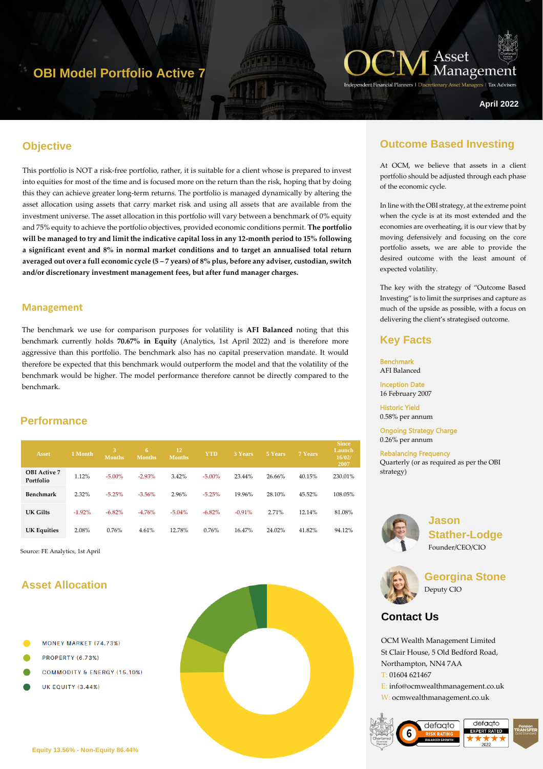# OBI Model Portfolio Active 7

OCM Asset Management
Independent Financial Planners | Discretionary Asset Managers | Tax Advisers

April 2022

## Objective

This portfolio is NOT a risk-free portfolio, rather, it is suitable for a client whose is prepared to invest into equities for most of the time and is focused more on the return than the risk, hoping that by doing this they can achieve greater long-term returns. The portfolio is managed dynamically by altering the asset allocation using assets that carry market risk and using all assets that are available from the investment universe. The asset allocation in this portfolio will vary between a benchmark of 0% equity and 75% equity to achieve the portfolio objectives, provided economic conditions permit. **The portfolio will be managed to try and limit the indicative capital loss in any 12-month period to 15% following a significant event and 8% in normal market conditions and to target an annualised total return averaged out over a full economic cycle (5 – 7 years) of 8% plus, before any adviser, custodian, switch and/or discretionary investment management fees, but after fund manager charges.**

## Management

The benchmark we use for comparison purposes for volatility is **AFI Balanced** noting that this benchmark currently holds **70.67% in Equity** (Analytics, 1st April 2022) and is therefore more aggressive than this portfolio. The benchmark also has no capital preservation mandate. It would therefore be expected that this benchmark would outperform the model and that the volatility of the benchmark would be higher. The model performance therefore cannot be directly compared to the benchmark.

## Performance

| Asset | 1 Month | 3 Months | 6 Months | 12 Months | YTD | 3 Years | 5 Years | 7 Years | Since Launch 16/02/2007 |
|---|---|---|---|---|---|---|---|---|---|
| OBI Active 7 Portfolio | 1.12% | -5.00% | -2.93% | 3.42% | -5.00% | 23.44% | 26.66% | 40.15% | 230.01% |
| Benchmark | 2.32% | -5.25% | -3.56% | 2.96% | -5.25% | 19.96% | 28.10% | 45.52% | 108.05% |
| UK Gilts | -1.92% | -6.82% | -4.76% | -5.04% | -6.82% | -0.91% | 2.71% | 12.14% | 81.08% |
| UK Equities | 2.08% | 0.76% | 4.61% | 12.78% | 0.76% | 16.47% | 24.02% | 41.82% | 94.12% |

Source: FE Analytics, 1st April

## Asset Allocation

- MONEY MARKET (74.73%)
- PROPERTY (6.73%)
- COMMODITY & ENERGY (15.10%)
- UK EQUITY (3.44%)

Equity 13.56% - Non-Equity 86.44%

## Outcome Based Investing

At OCM, we believe that assets in a client portfolio should be adjusted through each phase of the economic cycle.

In line with the OBI strategy, at the extreme point when the cycle is at its most extended and the economies are overheating, it is our view that by moving defensively and focusing on the core portfolio assets, we are able to provide the desired outcome with the least amount of expected volatility.

The key with the strategy of "Outcome Based Investing" is to limit the surprises and capture as much of the upside as possible, with a focus on delivering the client's strategised outcome.

## Key Facts

**Benchmark**
AFI Balanced

**Inception Date**
16 February 2007

**Historic Yield**
0.58% per annum

**Ongoing Strategy Charge**
0.26% per annum

**Rebalancing Frequency**
Quarterly (or as required as per the OBI strategy)

**Jason Stather-Lodge**
Founder/CEO/CIO

**Georgina Stone**
Deputy CIO

## Contact Us

OCM Wealth Management Limited
St Clair House, 5 Old Bedford Road,
Northampton, NN4 7AA
T: 01604 621467
E: info@ocmwealthmanagement.co.uk
W: ocmwealthmanagement.co.uk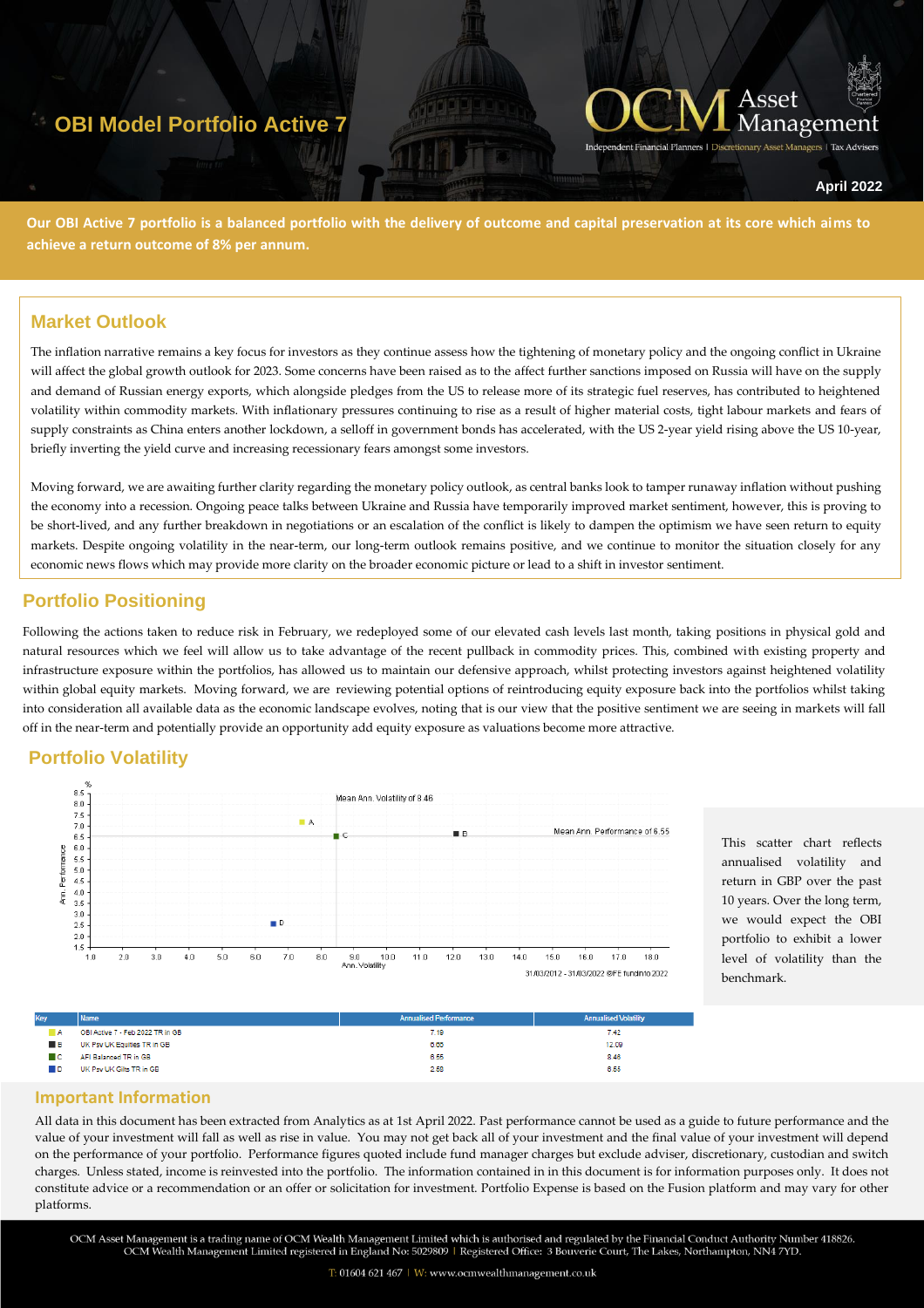# OBI Model Portfolio Active 7

OCM Asset Management

Independent Financial Planners | Discretionary Asset Managers | Tax Advisers

**April 2022**

**Our OBI Active 7 portfolio is a balanced portfolio with the delivery of outcome and capital preservation at its core which aims to achieve a return outcome of 8% per annum.**

## Market Outlook

The inflation narrative remains a key focus for investors as they continue assess how the tightening of monetary policy and the ongoing conflict in Ukraine will affect the global growth outlook for 2023. Some concerns have been raised as to the affect further sanctions imposed on Russia will have on the supply and demand of Russian energy exports, which alongside pledges from the US to release more of its strategic fuel reserves, has contributed to heightened volatility within commodity markets. With inflationary pressures continuing to rise as a result of higher material costs, tight labour markets and fears of supply constraints as China enters another lockdown, a selloff in government bonds has accelerated, with the US 2-year yield rising above the US 10-year, briefly inverting the yield curve and increasing recessionary fears amongst some investors.

Moving forward, we are awaiting further clarity regarding the monetary policy outlook, as central banks look to tamper runaway inflation without pushing the economy into a recession. Ongoing peace talks between Ukraine and Russia have temporarily improved market sentiment, however, this is proving to be short-lived, and any further breakdown in negotiations or an escalation of the conflict is likely to dampen the optimism we have seen return to equity markets. Despite ongoing volatility in the near-term, our long-term outlook remains positive, and we continue to monitor the situation closely for any economic news flows which may provide more clarity on the broader economic picture or lead to a shift in investor sentiment.

## Portfolio Positioning

Following the actions taken to reduce risk in February, we redeployed some of our elevated cash levels last month, taking positions in physical gold and natural resources which we feel will allow us to take advantage of the recent pullback in commodity prices. This, combined with existing property and infrastructure exposure within the portfolios, has allowed us to maintain our defensive approach, whilst protecting investors against heightened volatility within global equity markets. Moving forward, we are reviewing potential options of reintroducing equity exposure back into the portfolios whilst taking into consideration all available data as the economic landscape evolves, noting that is our view that the positive sentiment we are seeing in markets will fall off in the near-term and potentially provide an opportunity add equity exposure as valuations become more attractive.

## Portfolio Volatility

%

Mean Ann. Volatility of 8.46

Mean Ann. Performance of 6.55

Ann. Performance

Ann. Volatility

31/03/2012 - 31/03/2022 ©FE fundinfo2022

This scatter chart reflects annualised volatility and return in GBP over the past 10 years. Over the long term, we would expect the OBI portfolio to exhibit a lower level of volatility than the benchmark.

| Key | Name | Annualised Performance | Annualised Volatility |
|---|---|---|---|
| A | OBI Active 7 - Feb 2022 TR in GB | 7.19 | 7.42 |
| B | UK Psv UK Equities TR in GB | 6.60 | 12.09 |
| C | AFI Balanced TR in GB | 6.55 | 8.48 |
| D | UK Psv UK Gilts TR in GB | 2.68 | 6.55 |

## Important Information

All data in this document has been extracted from Analytics as at 1st April 2022. Past performance cannot be used as a guide to future performance and the value of your investment will fall as well as rise in value. You may not get back all of your investment and the final value of your investment will depend on the performance of your portfolio. Performance figures quoted include fund manager charges but exclude adviser, discretionary, custodian and switch charges. Unless stated, income is reinvested into the portfolio. The information contained in in this document is for information purposes only. It does not constitute advice or a recommendation or an offer or solicitation for investment. Portfolio Expense is based on the Fusion platform and may vary for other platforms.

OCM Asset Management is a trading name of OCM Wealth Management Limited which is authorised and regulated by the Financial Conduct Authority Number 418826. OCM Wealth Management Limited registered in England No: 5029809 | Registered Office: 3 Bouverie Court, The Lakes, Northampton, NN4 7YD.

T: 01604 621 467 | W: www.ocmwealthmanagement.co.uk